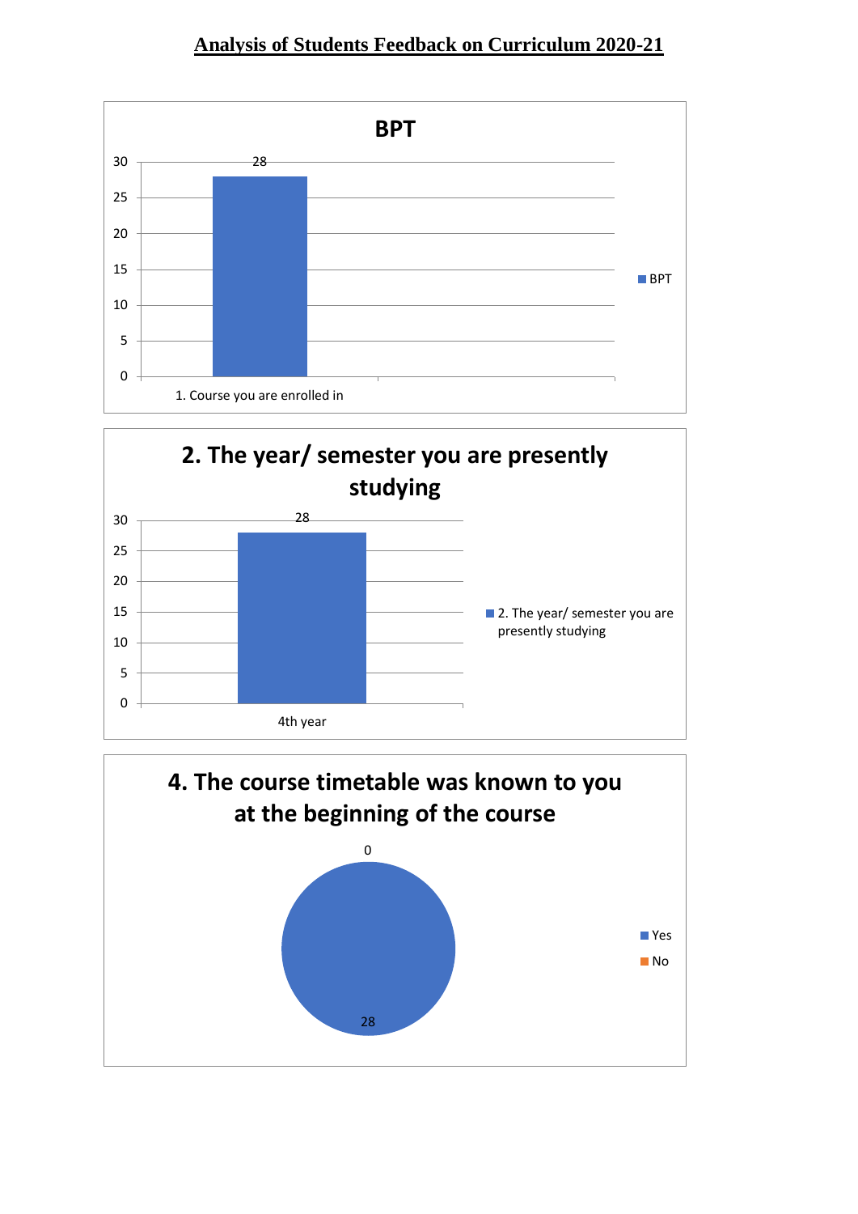# Analysis of Students Feedback on Curriculum 2020-21

**BPT**

| | BPT |
|---|---|
| 1. Course you are enrolled in | 28 |

**2. The year/ semester you are presently studying**

| | 2. The year/ semester you are presently studying |
|---|---|
| 4th year | 28 |

**4. The course timetable was known to you at the beginning of the course**

| | Count |
|---|---|
| Yes | 28 |
| No | 0 |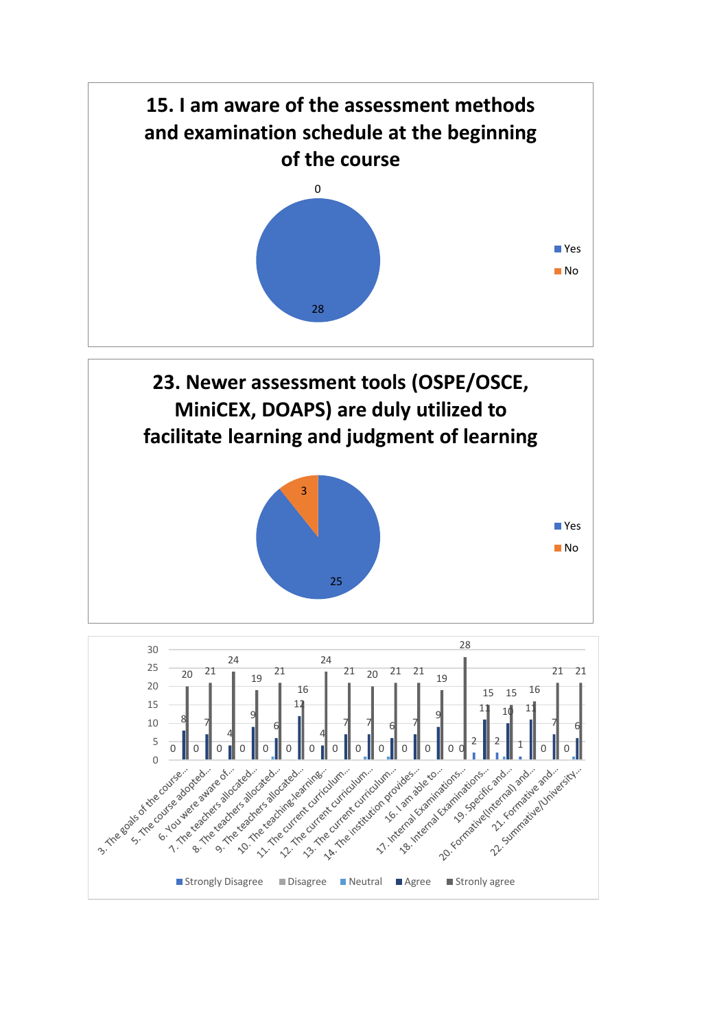## 15. I am aware of the assessment methods and examination schedule at the beginning of the course

| Response | Count |
|---|---|
| Yes | 28 |
| No | 0 |

## 23. Newer assessment tools (OSPE/OSCE, MiniCEX, DOAPS) are duly utilized to facilitate learning and judgment of learning

| Response | Count |
|---|---|
| Yes | 25 |
| No | 3 |

| Item | Strongly Disagree | Disagree | Neutral | Agree | Strony agree |
|---|---|---|---|---|---|
| 3. The goals of the course... | 0 | | | 8 | 20 |
| 5. The course adopted... | 0 | | | 7 | 21 |
| 6. You were aware of... | 0 | | | 4 | 24 |
| 7. The teachers allocated... | 0 | | | 9 | 19 |
| 8. The teachers allocated... | 0 | | 1 | 6 | 21 |
| 9. The teachers allocated... | 0 | | | 12 | 16 |
| 10. The teaching-learning... | 0 | | | 4 | 24 |
| 11. The current curriculum... | 0 | | | 7 | 21 |
| 12. The current curriculum... | 0 | | 1 | 7 | 20 |
| 13. The current curriculum... | 0 | | 1 | 6 | 21 |
| 14. The institution provides... | 0 | | | 7 | 21 |
| 16. I am able to... | 0 | | | 9 | 19 |
| 17. Internal Examinations... | 0 | 0 | | | 28 |
| 18. Internal Examinations... | 2 | | | 11 | 15 |
| 19. Specific and... | 2 | | 1 | 10 | 15 |
| 20. Formative(Internal) and... | 1 | | | 11 | 16 |
| 21. Formative and... | 0 | | | 7 | 21 |
| 22. Summative/University... | 0 | | 1 | 6 | 21 |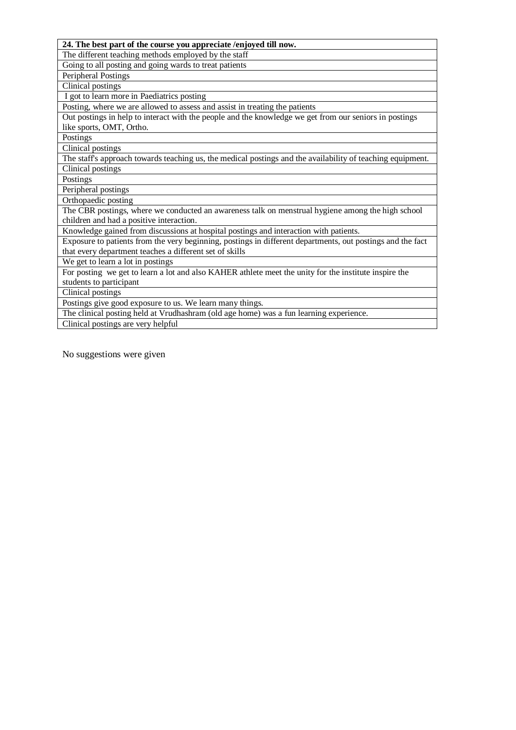| 24. The best part of the course you appreciate /enjoyed till now. |
| --- |
| The different teaching methods employed by the staff |
| Going to all posting and going wards to treat patients |
| Peripheral Postings |
| Clinical postings |
| I got to learn more in Paediatrics posting |
| Posting, where we are allowed to assess and assist in treating the patients |
| Out postings in help to interact with the people and the knowledge we get from our seniors in postings like sports, OMT, Ortho. |
| Postings |
| Clinical postings |
| The staff's approach towards teaching us, the medical postings and the availability of teaching equipment. |
| Clinical postings |
| Postings |
| Peripheral postings |
| Orthopaedic posting |
| The CBR postings, where we conducted an awareness talk on menstrual hygiene among the high school children and had a positive interaction. |
| Knowledge gained from discussions at hospital postings and interaction with patients. |
| Exposure to patients from the very beginning, postings in different departments, out postings and the fact that every department teaches a different set of skills |
| We get to learn a lot in postings |
| For posting we get to learn a lot and also KAHER athlete meet the unity for the institute inspire the students to participant |
| Clinical postings |
| Postings give good exposure to us. We learn many things. |
| The clinical posting held at Vrudhashram (old age home) was a fun learning experience. |
| Clinical postings are very helpful |

No suggestions were given